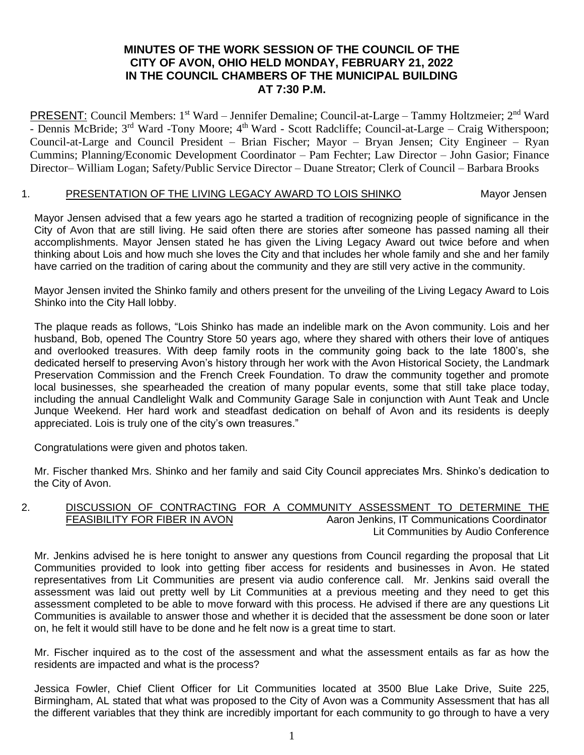# MINUTES OF THE WORK SESSION OF THE COUNCIL OF THE CITY OF AVON, OHIO HELD MONDAY, FEBRUARY 21, 2022 IN THE COUNCIL CHAMBERS OF THE MUNICIPAL BUILDING AT 7:30 P.M.

PRESENT: Council Members: 1st Ward – Jennifer Demaline; Council-at-Large – Tammy Holtzmeier; 2nd Ward - Dennis McBride; 3rd Ward -Tony Moore; 4th Ward - Scott Radcliffe; Council-at-Large – Craig Witherspoon; Council-at-Large and Council President – Brian Fischer; Mayor – Bryan Jensen; City Engineer – Ryan Cummins; Planning/Economic Development Coordinator – Pam Fechter; Law Director – John Gasior; Finance Director– William Logan; Safety/Public Service Director – Duane Streator; Clerk of Council – Barbara Brooks

## 1. PRESENTATION OF THE LIVING LEGACY AWARD TO LOIS SHINKO — Mayor Jensen

Mayor Jensen advised that a few years ago he started a tradition of recognizing people of significance in the City of Avon that are still living. He said often there are stories after someone has passed naming all their accomplishments. Mayor Jensen stated he has given the Living Legacy Award out twice before and when thinking about Lois and how much she loves the City and that includes her whole family and she and her family have carried on the tradition of caring about the community and they are still very active in the community.

Mayor Jensen invited the Shinko family and others present for the unveiling of the Living Legacy Award to Lois Shinko into the City Hall lobby.

The plaque reads as follows, "Lois Shinko has made an indelible mark on the Avon community. Lois and her husband, Bob, opened The Country Store 50 years ago, where they shared with others their love of antiques and overlooked treasures. With deep family roots in the community going back to the late 1800's, she dedicated herself to preserving Avon's history through her work with the Avon Historical Society, the Landmark Preservation Commission and the French Creek Foundation. To draw the community together and promote local businesses, she spearheaded the creation of many popular events, some that still take place today, including the annual Candlelight Walk and Community Garage Sale in conjunction with Aunt Teak and Uncle Junque Weekend. Her hard work and steadfast dedication on behalf of Avon and its residents is deeply appreciated. Lois is truly one of the city's own treasures."

Congratulations were given and photos taken.

Mr. Fischer thanked Mrs. Shinko and her family and said City Council appreciates Mrs. Shinko's dedication to the City of Avon.

## 2. DISCUSSION OF CONTRACTING FOR A COMMUNITY ASSESSMENT TO DETERMINE THE FEASIBILITY FOR FIBER IN AVON — Aaron Jenkins, IT Communications Coordinator; Lit Communities by Audio Conference

Mr. Jenkins advised he is here tonight to answer any questions from Council regarding the proposal that Lit Communities provided to look into getting fiber access for residents and businesses in Avon. He stated representatives from Lit Communities are present via audio conference call. Mr. Jenkins said overall the assessment was laid out pretty well by Lit Communities at a previous meeting and they need to get this assessment completed to be able to move forward with this process. He advised if there are any questions Lit Communities is available to answer those and whether it is decided that the assessment be done soon or later on, he felt it would still have to be done and he felt now is a great time to start.

Mr. Fischer inquired as to the cost of the assessment and what the assessment entails as far as how the residents are impacted and what is the process?

Jessica Fowler, Chief Client Officer for Lit Communities located at 3500 Blue Lake Drive, Suite 225, Birmingham, AL stated that what was proposed to the City of Avon was a Community Assessment that has all the different variables that they think are incredibly important for each community to go through to have a very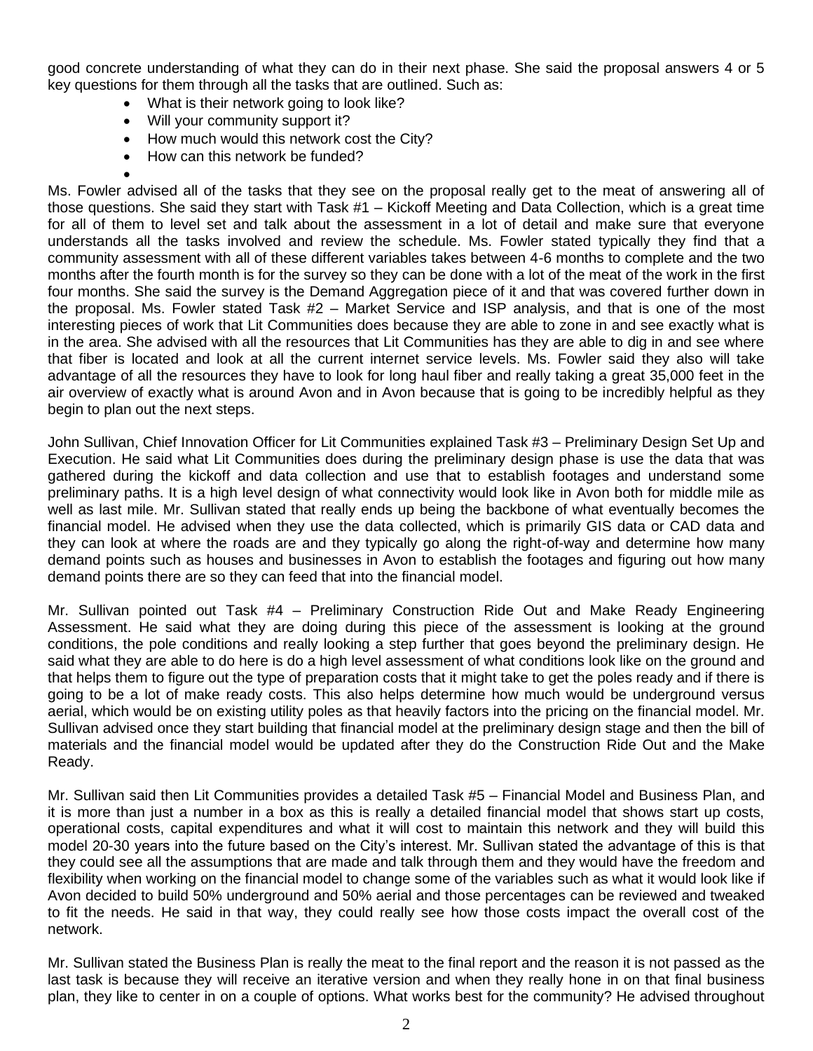good concrete understanding of what they can do in their next phase. She said the proposal answers 4 or 5 key questions for them through all the tasks that are outlined. Such as:

- What is their network going to look like?
- Will your community support it?
- How much would this network cost the City?
- How can this network be funded?
- 

Ms. Fowler advised all of the tasks that they see on the proposal really get to the meat of answering all of those questions. She said they start with Task #1 – Kickoff Meeting and Data Collection, which is a great time for all of them to level set and talk about the assessment in a lot of detail and make sure that everyone understands all the tasks involved and review the schedule. Ms. Fowler stated typically they find that a community assessment with all of these different variables takes between 4-6 months to complete and the two months after the fourth month is for the survey so they can be done with a lot of the meat of the work in the first four months. She said the survey is the Demand Aggregation piece of it and that was covered further down in the proposal. Ms. Fowler stated Task #2 – Market Service and ISP analysis, and that is one of the most interesting pieces of work that Lit Communities does because they are able to zone in and see exactly what is in the area. She advised with all the resources that Lit Communities has they are able to dig in and see where that fiber is located and look at all the current internet service levels. Ms. Fowler said they also will take advantage of all the resources they have to look for long haul fiber and really taking a great 35,000 feet in the air overview of exactly what is around Avon and in Avon because that is going to be incredibly helpful as they begin to plan out the next steps.

John Sullivan, Chief Innovation Officer for Lit Communities explained Task #3 – Preliminary Design Set Up and Execution. He said what Lit Communities does during the preliminary design phase is use the data that was gathered during the kickoff and data collection and use that to establish footages and understand some preliminary paths. It is a high level design of what connectivity would look like in Avon both for middle mile as well as last mile. Mr. Sullivan stated that really ends up being the backbone of what eventually becomes the financial model. He advised when they use the data collected, which is primarily GIS data or CAD data and they can look at where the roads are and they typically go along the right-of-way and determine how many demand points such as houses and businesses in Avon to establish the footages and figuring out how many demand points there are so they can feed that into the financial model.

Mr. Sullivan pointed out Task #4 – Preliminary Construction Ride Out and Make Ready Engineering Assessment. He said what they are doing during this piece of the assessment is looking at the ground conditions, the pole conditions and really looking a step further that goes beyond the preliminary design. He said what they are able to do here is do a high level assessment of what conditions look like on the ground and that helps them to figure out the type of preparation costs that it might take to get the poles ready and if there is going to be a lot of make ready costs. This also helps determine how much would be underground versus aerial, which would be on existing utility poles as that heavily factors into the pricing on the financial model. Mr. Sullivan advised once they start building that financial model at the preliminary design stage and then the bill of materials and the financial model would be updated after they do the Construction Ride Out and the Make Ready.

Mr. Sullivan said then Lit Communities provides a detailed Task #5 – Financial Model and Business Plan, and it is more than just a number in a box as this is really a detailed financial model that shows start up costs, operational costs, capital expenditures and what it will cost to maintain this network and they will build this model 20-30 years into the future based on the City's interest. Mr. Sullivan stated the advantage of this is that they could see all the assumptions that are made and talk through them and they would have the freedom and flexibility when working on the financial model to change some of the variables such as what it would look like if Avon decided to build 50% underground and 50% aerial and those percentages can be reviewed and tweaked to fit the needs. He said in that way, they could really see how those costs impact the overall cost of the network.

Mr. Sullivan stated the Business Plan is really the meat to the final report and the reason it is not passed as the last task is because they will receive an iterative version and when they really hone in on that final business plan, they like to center in on a couple of options. What works best for the community? He advised throughout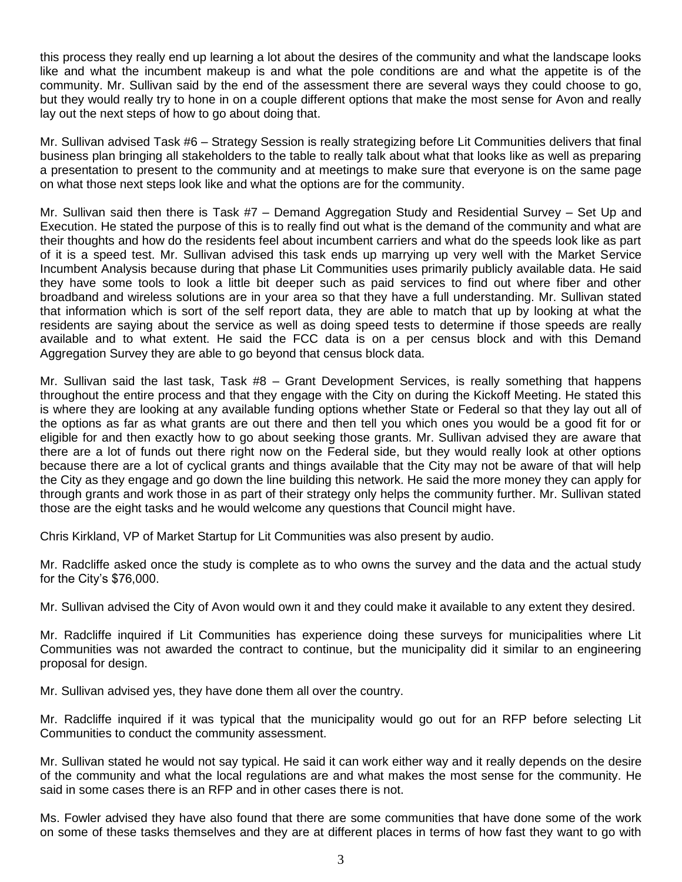this process they really end up learning a lot about the desires of the community and what the landscape looks like and what the incumbent makeup is and what the pole conditions are and what the appetite is of the community. Mr. Sullivan said by the end of the assessment there are several ways they could choose to go, but they would really try to hone in on a couple different options that make the most sense for Avon and really lay out the next steps of how to go about doing that.

Mr. Sullivan advised Task #6 – Strategy Session is really strategizing before Lit Communities delivers that final business plan bringing all stakeholders to the table to really talk about what that looks like as well as preparing a presentation to present to the community and at meetings to make sure that everyone is on the same page on what those next steps look like and what the options are for the community.

Mr. Sullivan said then there is Task #7 – Demand Aggregation Study and Residential Survey – Set Up and Execution. He stated the purpose of this is to really find out what is the demand of the community and what are their thoughts and how do the residents feel about incumbent carriers and what do the speeds look like as part of it is a speed test. Mr. Sullivan advised this task ends up marrying up very well with the Market Service Incumbent Analysis because during that phase Lit Communities uses primarily publicly available data. He said they have some tools to look a little bit deeper such as paid services to find out where fiber and other broadband and wireless solutions are in your area so that they have a full understanding. Mr. Sullivan stated that information which is sort of the self report data, they are able to match that up by looking at what the residents are saying about the service as well as doing speed tests to determine if those speeds are really available and to what extent. He said the FCC data is on a per census block and with this Demand Aggregation Survey they are able to go beyond that census block data.

Mr. Sullivan said the last task, Task #8 – Grant Development Services, is really something that happens throughout the entire process and that they engage with the City on during the Kickoff Meeting. He stated this is where they are looking at any available funding options whether State or Federal so that they lay out all of the options as far as what grants are out there and then tell you which ones you would be a good fit for or eligible for and then exactly how to go about seeking those grants. Mr. Sullivan advised they are aware that there are a lot of funds out there right now on the Federal side, but they would really look at other options because there are a lot of cyclical grants and things available that the City may not be aware of that will help the City as they engage and go down the line building this network. He said the more money they can apply for through grants and work those in as part of their strategy only helps the community further. Mr. Sullivan stated those are the eight tasks and he would welcome any questions that Council might have.

Chris Kirkland, VP of Market Startup for Lit Communities was also present by audio.

Mr. Radcliffe asked once the study is complete as to who owns the survey and the data and the actual study for the City's $76,000.

Mr. Sullivan advised the City of Avon would own it and they could make it available to any extent they desired.

Mr. Radcliffe inquired if Lit Communities has experience doing these surveys for municipalities where Lit Communities was not awarded the contract to continue, but the municipality did it similar to an engineering proposal for design.

Mr. Sullivan advised yes, they have done them all over the country.

Mr. Radcliffe inquired if it was typical that the municipality would go out for an RFP before selecting Lit Communities to conduct the community assessment.

Mr. Sullivan stated he would not say typical. He said it can work either way and it really depends on the desire of the community and what the local regulations are and what makes the most sense for the community. He said in some cases there is an RFP and in other cases there is not.

Ms. Fowler advised they have also found that there are some communities that have done some of the work on some of these tasks themselves and they are at different places in terms of how fast they want to go with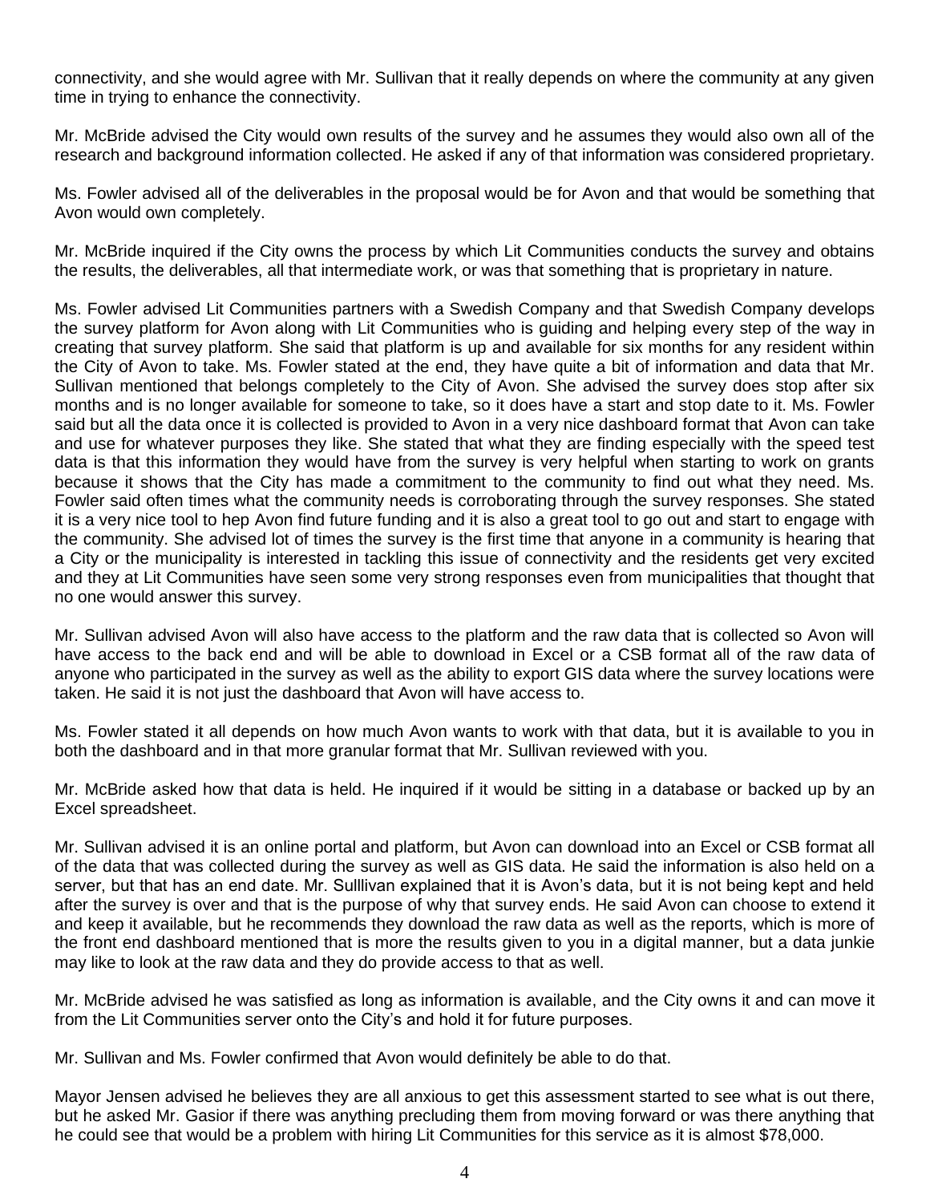connectivity, and she would agree with Mr. Sullivan that it really depends on where the community at any given time in trying to enhance the connectivity.

Mr. McBride advised the City would own results of the survey and he assumes they would also own all of the research and background information collected. He asked if any of that information was considered proprietary.

Ms. Fowler advised all of the deliverables in the proposal would be for Avon and that would be something that Avon would own completely.

Mr. McBride inquired if the City owns the process by which Lit Communities conducts the survey and obtains the results, the deliverables, all that intermediate work, or was that something that is proprietary in nature.

Ms. Fowler advised Lit Communities partners with a Swedish Company and that Swedish Company develops the survey platform for Avon along with Lit Communities who is guiding and helping every step of the way in creating that survey platform. She said that platform is up and available for six months for any resident within the City of Avon to take. Ms. Fowler stated at the end, they have quite a bit of information and data that Mr. Sullivan mentioned that belongs completely to the City of Avon. She advised the survey does stop after six months and is no longer available for someone to take, so it does have a start and stop date to it. Ms. Fowler said but all the data once it is collected is provided to Avon in a very nice dashboard format that Avon can take and use for whatever purposes they like. She stated that what they are finding especially with the speed test data is that this information they would have from the survey is very helpful when starting to work on grants because it shows that the City has made a commitment to the community to find out what they need. Ms. Fowler said often times what the community needs is corroborating through the survey responses. She stated it is a very nice tool to hep Avon find future funding and it is also a great tool to go out and start to engage with the community. She advised lot of times the survey is the first time that anyone in a community is hearing that a City or the municipality is interested in tackling this issue of connectivity and the residents get very excited and they at Lit Communities have seen some very strong responses even from municipalities that thought that no one would answer this survey.

Mr. Sullivan advised Avon will also have access to the platform and the raw data that is collected so Avon will have access to the back end and will be able to download in Excel or a CSB format all of the raw data of anyone who participated in the survey as well as the ability to export GIS data where the survey locations were taken. He said it is not just the dashboard that Avon will have access to.

Ms. Fowler stated it all depends on how much Avon wants to work with that data, but it is available to you in both the dashboard and in that more granular format that Mr. Sullivan reviewed with you.

Mr. McBride asked how that data is held. He inquired if it would be sitting in a database or backed up by an Excel spreadsheet.

Mr. Sullivan advised it is an online portal and platform, but Avon can download into an Excel or CSB format all of the data that was collected during the survey as well as GIS data. He said the information is also held on a server, but that has an end date. Mr. Sulllivan explained that it is Avon's data, but it is not being kept and held after the survey is over and that is the purpose of why that survey ends. He said Avon can choose to extend it and keep it available, but he recommends they download the raw data as well as the reports, which is more of the front end dashboard mentioned that is more the results given to you in a digital manner, but a data junkie may like to look at the raw data and they do provide access to that as well.

Mr. McBride advised he was satisfied as long as information is available, and the City owns it and can move it from the Lit Communities server onto the City's and hold it for future purposes.

Mr. Sullivan and Ms. Fowler confirmed that Avon would definitely be able to do that.

Mayor Jensen advised he believes they are all anxious to get this assessment started to see what is out there, but he asked Mr. Gasior if there was anything precluding them from moving forward or was there anything that he could see that would be a problem with hiring Lit Communities for this service as it is almost $78,000.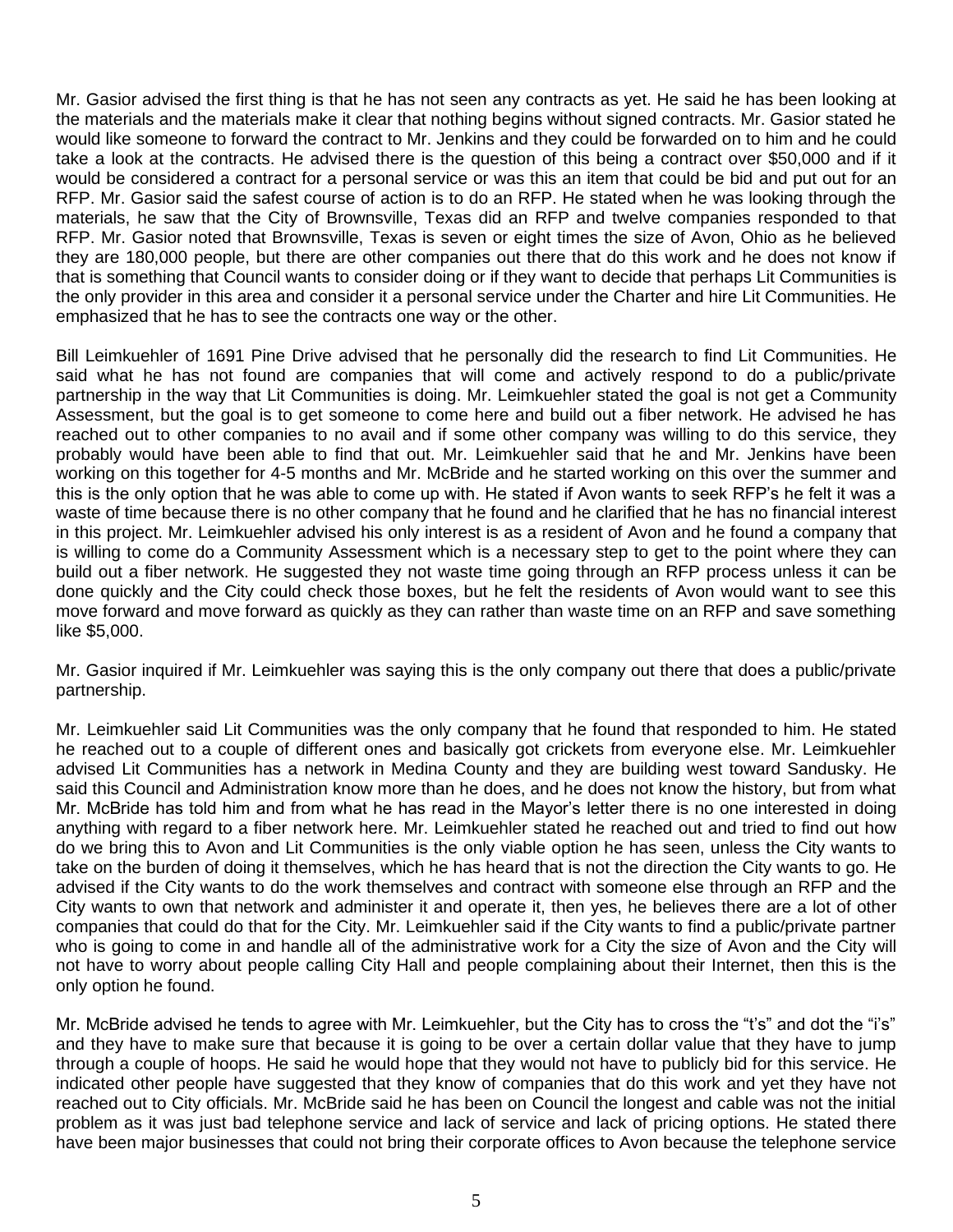Mr. Gasior advised the first thing is that he has not seen any contracts as yet. He said he has been looking at the materials and the materials make it clear that nothing begins without signed contracts. Mr. Gasior stated he would like someone to forward the contract to Mr. Jenkins and they could be forwarded on to him and he could take a look at the contracts. He advised there is the question of this being a contract over $50,000 and if it would be considered a contract for a personal service or was this an item that could be bid and put out for an RFP. Mr. Gasior said the safest course of action is to do an RFP. He stated when he was looking through the materials, he saw that the City of Brownsville, Texas did an RFP and twelve companies responded to that RFP. Mr. Gasior noted that Brownsville, Texas is seven or eight times the size of Avon, Ohio as he believed they are 180,000 people, but there are other companies out there that do this work and he does not know if that is something that Council wants to consider doing or if they want to decide that perhaps Lit Communities is the only provider in this area and consider it a personal service under the Charter and hire Lit Communities. He emphasized that he has to see the contracts one way or the other.

Bill Leimkuehler of 1691 Pine Drive advised that he personally did the research to find Lit Communities. He said what he has not found are companies that will come and actively respond to do a public/private partnership in the way that Lit Communities is doing. Mr. Leimkuehler stated the goal is not get a Community Assessment, but the goal is to get someone to come here and build out a fiber network. He advised he has reached out to other companies to no avail and if some other company was willing to do this service, they probably would have been able to find that out. Mr. Leimkuehler said that he and Mr. Jenkins have been working on this together for 4-5 months and Mr. McBride and he started working on this over the summer and this is the only option that he was able to come up with. He stated if Avon wants to seek RFP's he felt it was a waste of time because there is no other company that he found and he clarified that he has no financial interest in this project. Mr. Leimkuehler advised his only interest is as a resident of Avon and he found a company that is willing to come do a Community Assessment which is a necessary step to get to the point where they can build out a fiber network. He suggested they not waste time going through an RFP process unless it can be done quickly and the City could check those boxes, but he felt the residents of Avon would want to see this move forward and move forward as quickly as they can rather than waste time on an RFP and save something like $5,000.

Mr. Gasior inquired if Mr. Leimkuehler was saying this is the only company out there that does a public/private partnership.

Mr. Leimkuehler said Lit Communities was the only company that he found that responded to him. He stated he reached out to a couple of different ones and basically got crickets from everyone else. Mr. Leimkuehler advised Lit Communities has a network in Medina County and they are building west toward Sandusky. He said this Council and Administration know more than he does, and he does not know the history, but from what Mr. McBride has told him and from what he has read in the Mayor's letter there is no one interested in doing anything with regard to a fiber network here. Mr. Leimkuehler stated he reached out and tried to find out how do we bring this to Avon and Lit Communities is the only viable option he has seen, unless the City wants to take on the burden of doing it themselves, which he has heard that is not the direction the City wants to go. He advised if the City wants to do the work themselves and contract with someone else through an RFP and the City wants to own that network and administer it and operate it, then yes, he believes there are a lot of other companies that could do that for the City. Mr. Leimkuehler said if the City wants to find a public/private partner who is going to come in and handle all of the administrative work for a City the size of Avon and the City will not have to worry about people calling City Hall and people complaining about their Internet, then this is the only option he found.

Mr. McBride advised he tends to agree with Mr. Leimkuehler, but the City has to cross the "t's" and dot the "i's" and they have to make sure that because it is going to be over a certain dollar value that they have to jump through a couple of hoops. He said he would hope that they would not have to publicly bid for this service. He indicated other people have suggested that they know of companies that do this work and yet they have not reached out to City officials. Mr. McBride said he has been on Council the longest and cable was not the initial problem as it was just bad telephone service and lack of service and lack of pricing options. He stated there have been major businesses that could not bring their corporate offices to Avon because the telephone service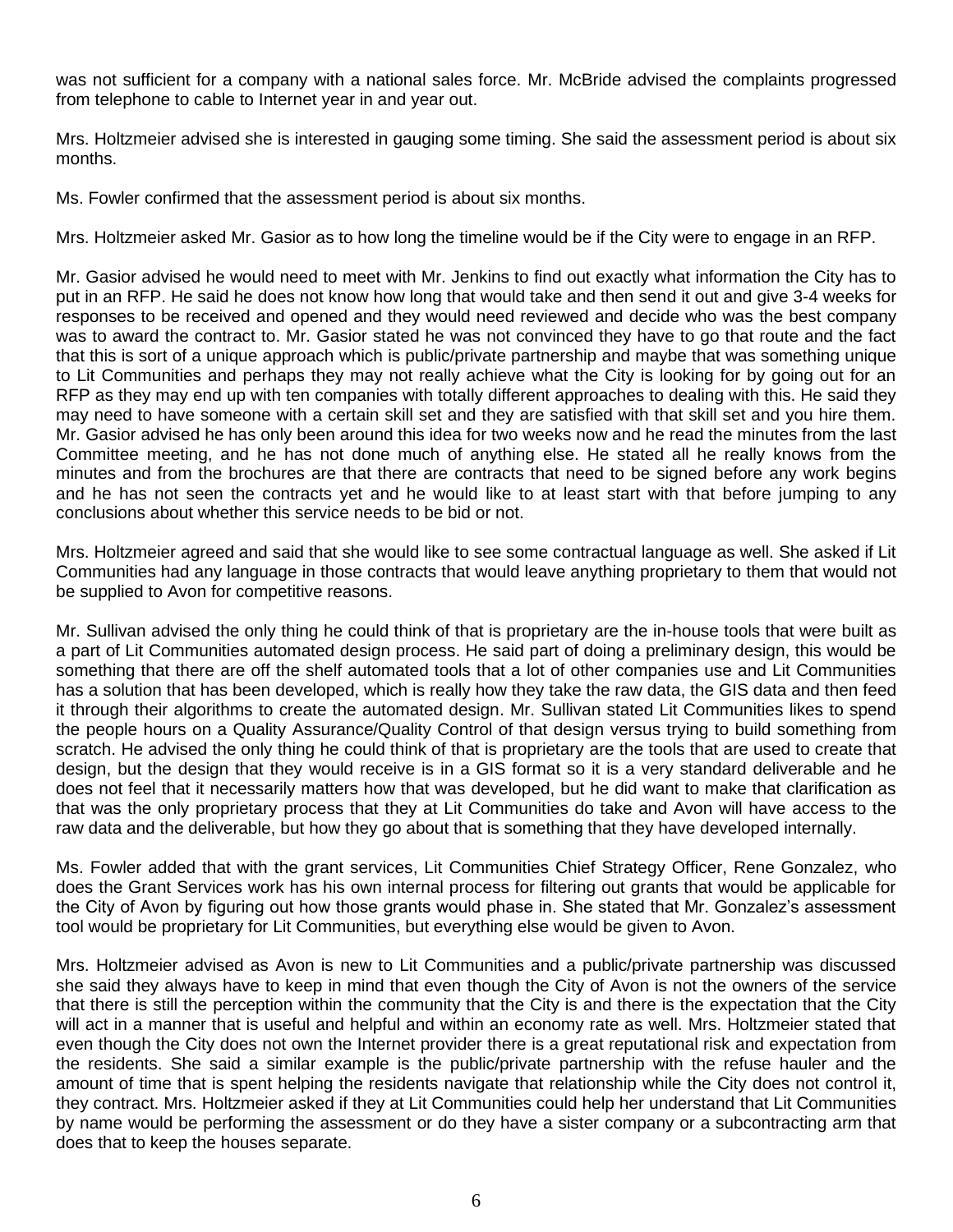was not sufficient for a company with a national sales force. Mr. McBride advised the complaints progressed from telephone to cable to Internet year in and year out.

Mrs. Holtzmeier advised she is interested in gauging some timing. She said the assessment period is about six months.

Ms. Fowler confirmed that the assessment period is about six months.

Mrs. Holtzmeier asked Mr. Gasior as to how long the timeline would be if the City were to engage in an RFP.

Mr. Gasior advised he would need to meet with Mr. Jenkins to find out exactly what information the City has to put in an RFP. He said he does not know how long that would take and then send it out and give 3-4 weeks for responses to be received and opened and they would need reviewed and decide who was the best company was to award the contract to. Mr. Gasior stated he was not convinced they have to go that route and the fact that this is sort of a unique approach which is public/private partnership and maybe that was something unique to Lit Communities and perhaps they may not really achieve what the City is looking for by going out for an RFP as they may end up with ten companies with totally different approaches to dealing with this. He said they may need to have someone with a certain skill set and they are satisfied with that skill set and you hire them. Mr. Gasior advised he has only been around this idea for two weeks now and he read the minutes from the last Committee meeting, and he has not done much of anything else. He stated all he really knows from the minutes and from the brochures are that there are contracts that need to be signed before any work begins and he has not seen the contracts yet and he would like to at least start with that before jumping to any conclusions about whether this service needs to be bid or not.

Mrs. Holtzmeier agreed and said that she would like to see some contractual language as well. She asked if Lit Communities had any language in those contracts that would leave anything proprietary to them that would not be supplied to Avon for competitive reasons.

Mr. Sullivan advised the only thing he could think of that is proprietary are the in-house tools that were built as a part of Lit Communities automated design process. He said part of doing a preliminary design, this would be something that there are off the shelf automated tools that a lot of other companies use and Lit Communities has a solution that has been developed, which is really how they take the raw data, the GIS data and then feed it through their algorithms to create the automated design. Mr. Sullivan stated Lit Communities likes to spend the people hours on a Quality Assurance/Quality Control of that design versus trying to build something from scratch. He advised the only thing he could think of that is proprietary are the tools that are used to create that design, but the design that they would receive is in a GIS format so it is a very standard deliverable and he does not feel that it necessarily matters how that was developed, but he did want to make that clarification as that was the only proprietary process that they at Lit Communities do take and Avon will have access to the raw data and the deliverable, but how they go about that is something that they have developed internally.

Ms. Fowler added that with the grant services, Lit Communities Chief Strategy Officer, Rene Gonzalez, who does the Grant Services work has his own internal process for filtering out grants that would be applicable for the City of Avon by figuring out how those grants would phase in. She stated that Mr. Gonzalez's assessment tool would be proprietary for Lit Communities, but everything else would be given to Avon.

Mrs. Holtzmeier advised as Avon is new to Lit Communities and a public/private partnership was discussed she said they always have to keep in mind that even though the City of Avon is not the owners of the service that there is still the perception within the community that the City is and there is the expectation that the City will act in a manner that is useful and helpful and within an economy rate as well. Mrs. Holtzmeier stated that even though the City does not own the Internet provider there is a great reputational risk and expectation from the residents. She said a similar example is the public/private partnership with the refuse hauler and the amount of time that is spent helping the residents navigate that relationship while the City does not control it, they contract. Mrs. Holtzmeier asked if they at Lit Communities could help her understand that Lit Communities by name would be performing the assessment or do they have a sister company or a subcontracting arm that does that to keep the houses separate.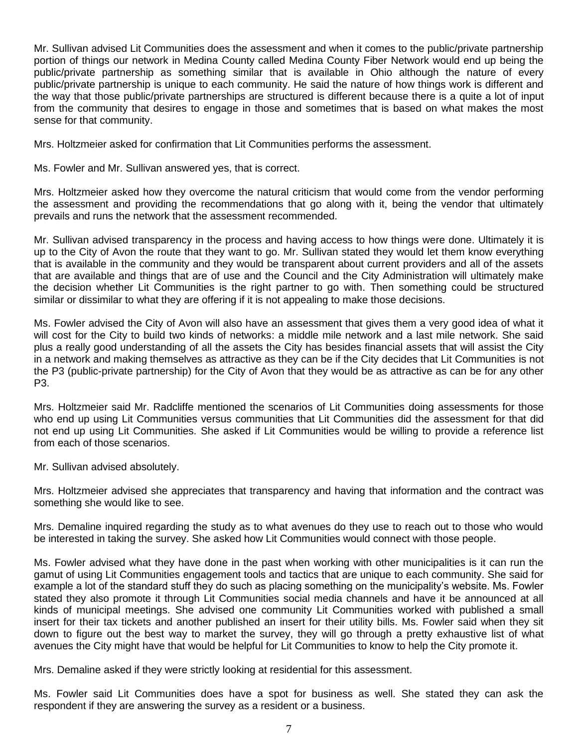Mr. Sullivan advised Lit Communities does the assessment and when it comes to the public/private partnership portion of things our network in Medina County called Medina County Fiber Network would end up being the public/private partnership as something similar that is available in Ohio although the nature of every public/private partnership is unique to each community. He said the nature of how things work is different and the way that those public/private partnerships are structured is different because there is a quite a lot of input from the community that desires to engage in those and sometimes that is based on what makes the most sense for that community.

Mrs. Holtzmeier asked for confirmation that Lit Communities performs the assessment.

Ms. Fowler and Mr. Sullivan answered yes, that is correct.

Mrs. Holtzmeier asked how they overcome the natural criticism that would come from the vendor performing the assessment and providing the recommendations that go along with it, being the vendor that ultimately prevails and runs the network that the assessment recommended.

Mr. Sullivan advised transparency in the process and having access to how things were done. Ultimately it is up to the City of Avon the route that they want to go. Mr. Sullivan stated they would let them know everything that is available in the community and they would be transparent about current providers and all of the assets that are available and things that are of use and the Council and the City Administration will ultimately make the decision whether Lit Communities is the right partner to go with. Then something could be structured similar or dissimilar to what they are offering if it is not appealing to make those decisions.

Ms. Fowler advised the City of Avon will also have an assessment that gives them a very good idea of what it will cost for the City to build two kinds of networks: a middle mile network and a last mile network. She said plus a really good understanding of all the assets the City has besides financial assets that will assist the City in a network and making themselves as attractive as they can be if the City decides that Lit Communities is not the P3 (public-private partnership) for the City of Avon that they would be as attractive as can be for any other P3.

Mrs. Holtzmeier said Mr. Radcliffe mentioned the scenarios of Lit Communities doing assessments for those who end up using Lit Communities versus communities that Lit Communities did the assessment for that did not end up using Lit Communities. She asked if Lit Communities would be willing to provide a reference list from each of those scenarios.

Mr. Sullivan advised absolutely.

Mrs. Holtzmeier advised she appreciates that transparency and having that information and the contract was something she would like to see.

Mrs. Demaline inquired regarding the study as to what avenues do they use to reach out to those who would be interested in taking the survey. She asked how Lit Communities would connect with those people.

Ms. Fowler advised what they have done in the past when working with other municipalities is it can run the gamut of using Lit Communities engagement tools and tactics that are unique to each community. She said for example a lot of the standard stuff they do such as placing something on the municipality's website. Ms. Fowler stated they also promote it through Lit Communities social media channels and have it be announced at all kinds of municipal meetings. She advised one community Lit Communities worked with published a small insert for their tax tickets and another published an insert for their utility bills. Ms. Fowler said when they sit down to figure out the best way to market the survey, they will go through a pretty exhaustive list of what avenues the City might have that would be helpful for Lit Communities to know to help the City promote it.

Mrs. Demaline asked if they were strictly looking at residential for this assessment.

Ms. Fowler said Lit Communities does have a spot for business as well. She stated they can ask the respondent if they are answering the survey as a resident or a business.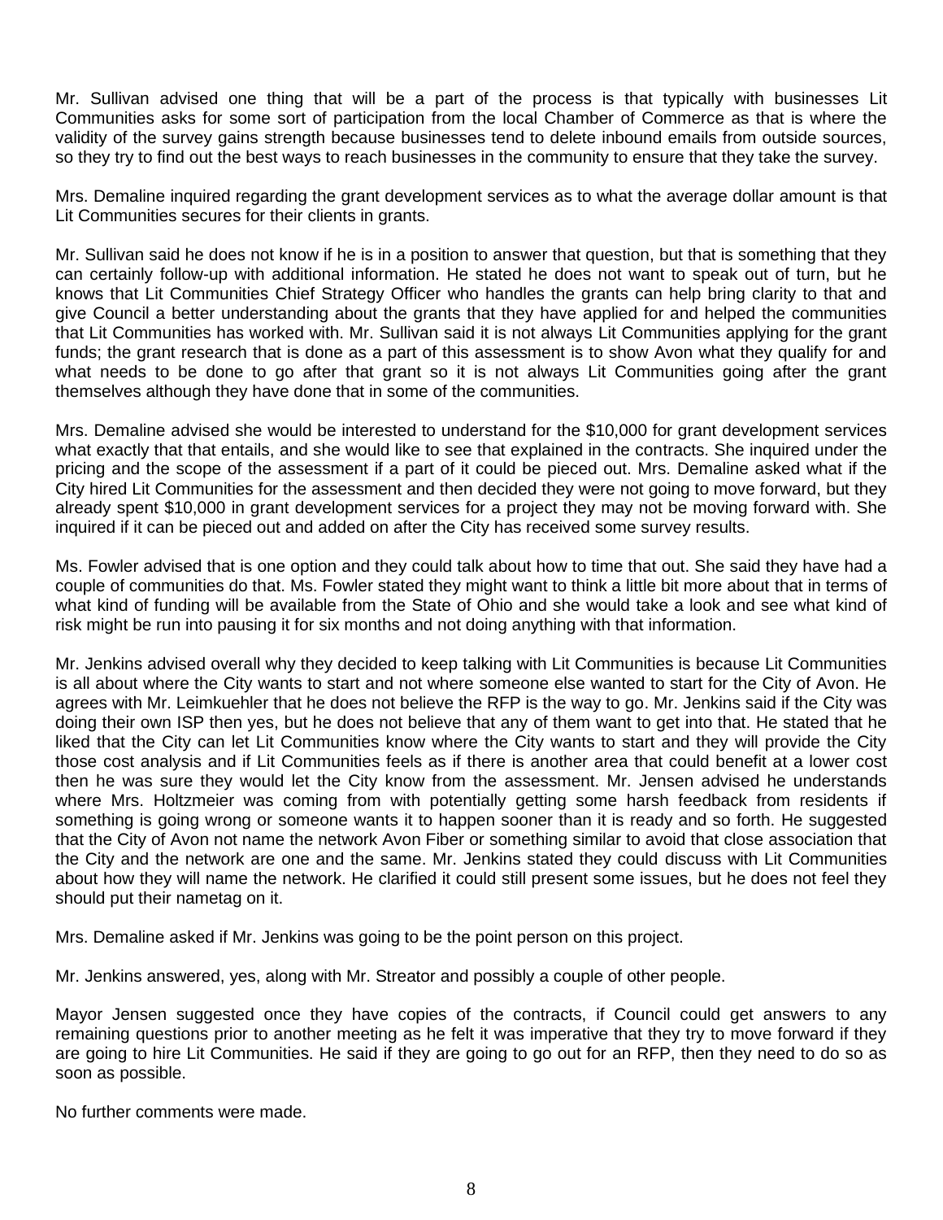Mr. Sullivan advised one thing that will be a part of the process is that typically with businesses Lit Communities asks for some sort of participation from the local Chamber of Commerce as that is where the validity of the survey gains strength because businesses tend to delete inbound emails from outside sources, so they try to find out the best ways to reach businesses in the community to ensure that they take the survey.

Mrs. Demaline inquired regarding the grant development services as to what the average dollar amount is that Lit Communities secures for their clients in grants.

Mr. Sullivan said he does not know if he is in a position to answer that question, but that is something that they can certainly follow-up with additional information. He stated he does not want to speak out of turn, but he knows that Lit Communities Chief Strategy Officer who handles the grants can help bring clarity to that and give Council a better understanding about the grants that they have applied for and helped the communities that Lit Communities has worked with. Mr. Sullivan said it is not always Lit Communities applying for the grant funds; the grant research that is done as a part of this assessment is to show Avon what they qualify for and what needs to be done to go after that grant so it is not always Lit Communities going after the grant themselves although they have done that in some of the communities.

Mrs. Demaline advised she would be interested to understand for the $10,000 for grant development services what exactly that that entails, and she would like to see that explained in the contracts. She inquired under the pricing and the scope of the assessment if a part of it could be pieced out. Mrs. Demaline asked what if the City hired Lit Communities for the assessment and then decided they were not going to move forward, but they already spent $10,000 in grant development services for a project they may not be moving forward with. She inquired if it can be pieced out and added on after the City has received some survey results.

Ms. Fowler advised that is one option and they could talk about how to time that out. She said they have had a couple of communities do that. Ms. Fowler stated they might want to think a little bit more about that in terms of what kind of funding will be available from the State of Ohio and she would take a look and see what kind of risk might be run into pausing it for six months and not doing anything with that information.

Mr. Jenkins advised overall why they decided to keep talking with Lit Communities is because Lit Communities is all about where the City wants to start and not where someone else wanted to start for the City of Avon. He agrees with Mr. Leimkuehler that he does not believe the RFP is the way to go. Mr. Jenkins said if the City was doing their own ISP then yes, but he does not believe that any of them want to get into that. He stated that he liked that the City can let Lit Communities know where the City wants to start and they will provide the City those cost analysis and if Lit Communities feels as if there is another area that could benefit at a lower cost then he was sure they would let the City know from the assessment. Mr. Jensen advised he understands where Mrs. Holtzmeier was coming from with potentially getting some harsh feedback from residents if something is going wrong or someone wants it to happen sooner than it is ready and so forth. He suggested that the City of Avon not name the network Avon Fiber or something similar to avoid that close association that the City and the network are one and the same. Mr. Jenkins stated they could discuss with Lit Communities about how they will name the network. He clarified it could still present some issues, but he does not feel they should put their nametag on it.

Mrs. Demaline asked if Mr. Jenkins was going to be the point person on this project.

Mr. Jenkins answered, yes, along with Mr. Streator and possibly a couple of other people.

Mayor Jensen suggested once they have copies of the contracts, if Council could get answers to any remaining questions prior to another meeting as he felt it was imperative that they try to move forward if they are going to hire Lit Communities. He said if they are going to go out for an RFP, then they need to do so as soon as possible.

No further comments were made.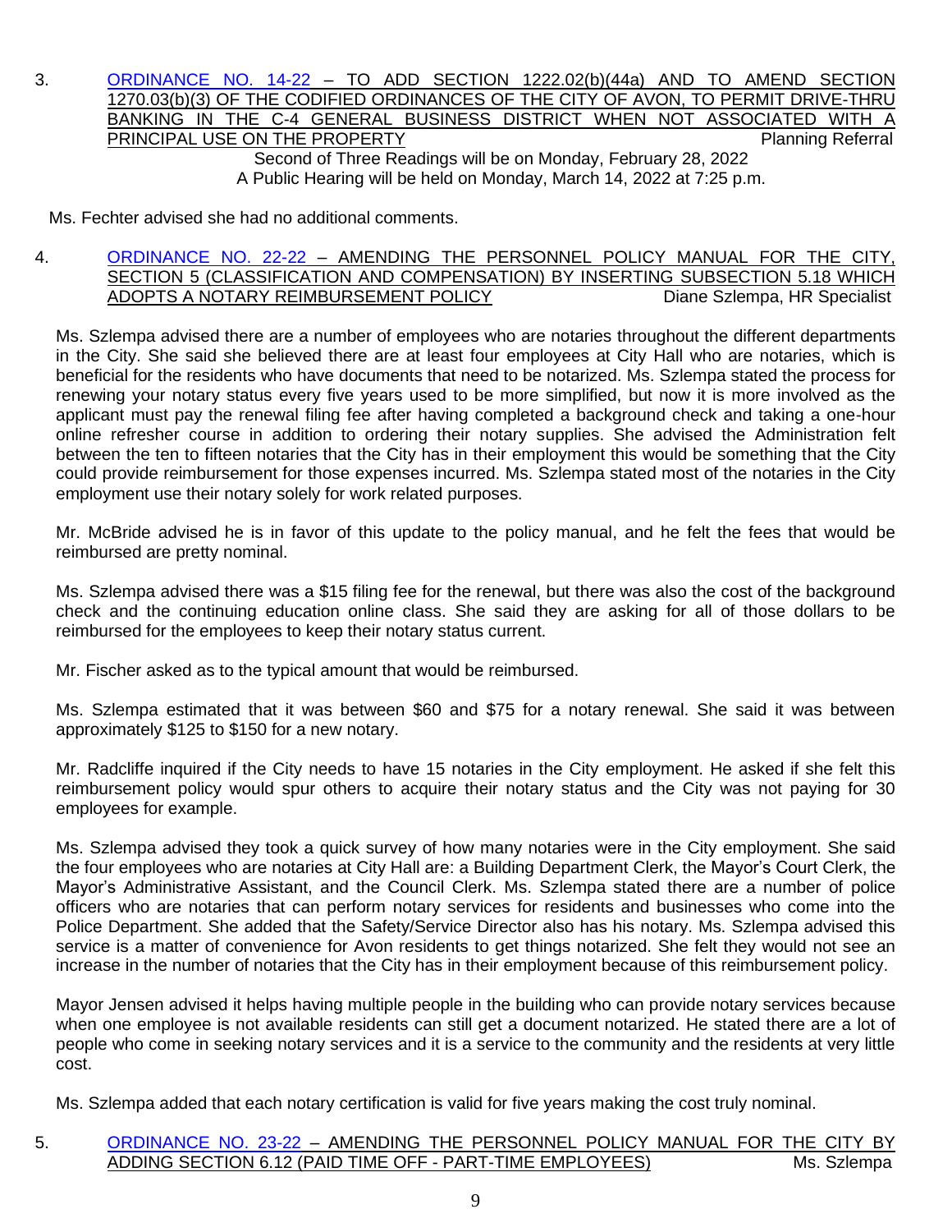3. ORDINANCE NO. 14-22 – TO ADD SECTION 1222.02(b)(44a) AND TO AMEND SECTION 1270.03(b)(3) OF THE CODIFIED ORDINANCES OF THE CITY OF AVON, TO PERMIT DRIVE-THRU BANKING IN THE C-4 GENERAL BUSINESS DISTRICT WHEN NOT ASSOCIATED WITH A PRINCIPAL USE ON THE PROPERTY — Planning Referral

   Second of Three Readings will be on Monday, February 28, 2022

   A Public Hearing will be held on Monday, March 14, 2022 at 7:25 p.m.

Ms. Fechter advised she had no additional comments.

4. ORDINANCE NO. 22-22 – AMENDING THE PERSONNEL POLICY MANUAL FOR THE CITY, SECTION 5 (CLASSIFICATION AND COMPENSATION) BY INSERTING SUBSECTION 5.18 WHICH ADOPTS A NOTARY REIMBURSEMENT POLICY — Diane Szlempa, HR Specialist

Ms. Szlempa advised there are a number of employees who are notaries throughout the different departments in the City. She said she believed there are at least four employees at City Hall who are notaries, which is beneficial for the residents who have documents that need to be notarized. Ms. Szlempa stated the process for renewing your notary status every five years used to be more simplified, but now it is more involved as the applicant must pay the renewal filing fee after having completed a background check and taking a one-hour online refresher course in addition to ordering their notary supplies. She advised the Administration felt between the ten to fifteen notaries that the City has in their employment this would be something that the City could provide reimbursement for those expenses incurred. Ms. Szlempa stated most of the notaries in the City employment use their notary solely for work related purposes.

Mr. McBride advised he is in favor of this update to the policy manual, and he felt the fees that would be reimbursed are pretty nominal.

Ms. Szlempa advised there was a $15 filing fee for the renewal, but there was also the cost of the background check and the continuing education online class. She said they are asking for all of those dollars to be reimbursed for the employees to keep their notary status current.

Mr. Fischer asked as to the typical amount that would be reimbursed.

Ms. Szlempa estimated that it was between $60 and $75 for a notary renewal. She said it was between approximately $125 to $150 for a new notary.

Mr. Radcliffe inquired if the City needs to have 15 notaries in the City employment. He asked if she felt this reimbursement policy would spur others to acquire their notary status and the City was not paying for 30 employees for example.

Ms. Szlempa advised they took a quick survey of how many notaries were in the City employment. She said the four employees who are notaries at City Hall are: a Building Department Clerk, the Mayor's Court Clerk, the Mayor's Administrative Assistant, and the Council Clerk. Ms. Szlempa stated there are a number of police officers who are notaries that can perform notary services for residents and businesses who come into the Police Department. She added that the Safety/Service Director also has his notary. Ms. Szlempa advised this service is a matter of convenience for Avon residents to get things notarized. She felt they would not see an increase in the number of notaries that the City has in their employment because of this reimbursement policy.

Mayor Jensen advised it helps having multiple people in the building who can provide notary services because when one employee is not available residents can still get a document notarized. He stated there are a lot of people who come in seeking notary services and it is a service to the community and the residents at very little cost.

Ms. Szlempa added that each notary certification is valid for five years making the cost truly nominal.

5. ORDINANCE NO. 23-22 – AMENDING THE PERSONNEL POLICY MANUAL FOR THE CITY BY ADDING SECTION 6.12 (PAID TIME OFF - PART-TIME EMPLOYEES) — Ms. Szlempa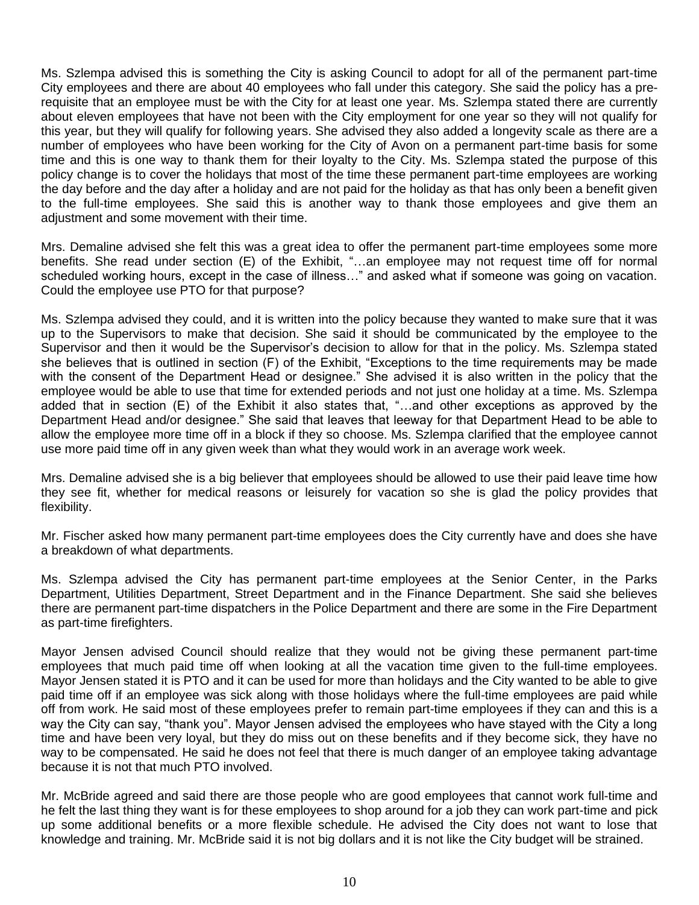Ms. Szlempa advised this is something the City is asking Council to adopt for all of the permanent part-time City employees and there are about 40 employees who fall under this category. She said the policy has a pre-requisite that an employee must be with the City for at least one year. Ms. Szlempa stated there are currently about eleven employees that have not been with the City employment for one year so they will not qualify for this year, but they will qualify for following years. She advised they also added a longevity scale as there are a number of employees who have been working for the City of Avon on a permanent part-time basis for some time and this is one way to thank them for their loyalty to the City. Ms. Szlempa stated the purpose of this policy change is to cover the holidays that most of the time these permanent part-time employees are working the day before and the day after a holiday and are not paid for the holiday as that has only been a benefit given to the full-time employees. She said this is another way to thank those employees and give them an adjustment and some movement with their time.

Mrs. Demaline advised she felt this was a great idea to offer the permanent part-time employees some more benefits. She read under section (E) of the Exhibit, "…an employee may not request time off for normal scheduled working hours, except in the case of illness…" and asked what if someone was going on vacation. Could the employee use PTO for that purpose?

Ms. Szlempa advised they could, and it is written into the policy because they wanted to make sure that it was up to the Supervisors to make that decision. She said it should be communicated by the employee to the Supervisor and then it would be the Supervisor's decision to allow for that in the policy. Ms. Szlempa stated she believes that is outlined in section (F) of the Exhibit, "Exceptions to the time requirements may be made with the consent of the Department Head or designee." She advised it is also written in the policy that the employee would be able to use that time for extended periods and not just one holiday at a time. Ms. Szlempa added that in section (E) of the Exhibit it also states that, "…and other exceptions as approved by the Department Head and/or designee." She said that leaves that leeway for that Department Head to be able to allow the employee more time off in a block if they so choose. Ms. Szlempa clarified that the employee cannot use more paid time off in any given week than what they would work in an average work week.

Mrs. Demaline advised she is a big believer that employees should be allowed to use their paid leave time how they see fit, whether for medical reasons or leisurely for vacation so she is glad the policy provides that flexibility.

Mr. Fischer asked how many permanent part-time employees does the City currently have and does she have a breakdown of what departments.

Ms. Szlempa advised the City has permanent part-time employees at the Senior Center, in the Parks Department, Utilities Department, Street Department and in the Finance Department. She said she believes there are permanent part-time dispatchers in the Police Department and there are some in the Fire Department as part-time firefighters.

Mayor Jensen advised Council should realize that they would not be giving these permanent part-time employees that much paid time off when looking at all the vacation time given to the full-time employees. Mayor Jensen stated it is PTO and it can be used for more than holidays and the City wanted to be able to give paid time off if an employee was sick along with those holidays where the full-time employees are paid while off from work. He said most of these employees prefer to remain part-time employees if they can and this is a way the City can say, "thank you". Mayor Jensen advised the employees who have stayed with the City a long time and have been very loyal, but they do miss out on these benefits and if they become sick, they have no way to be compensated. He said he does not feel that there is much danger of an employee taking advantage because it is not that much PTO involved.

Mr. McBride agreed and said there are those people who are good employees that cannot work full-time and he felt the last thing they want is for these employees to shop around for a job they can work part-time and pick up some additional benefits or a more flexible schedule. He advised the City does not want to lose that knowledge and training. Mr. McBride said it is not big dollars and it is not like the City budget will be strained.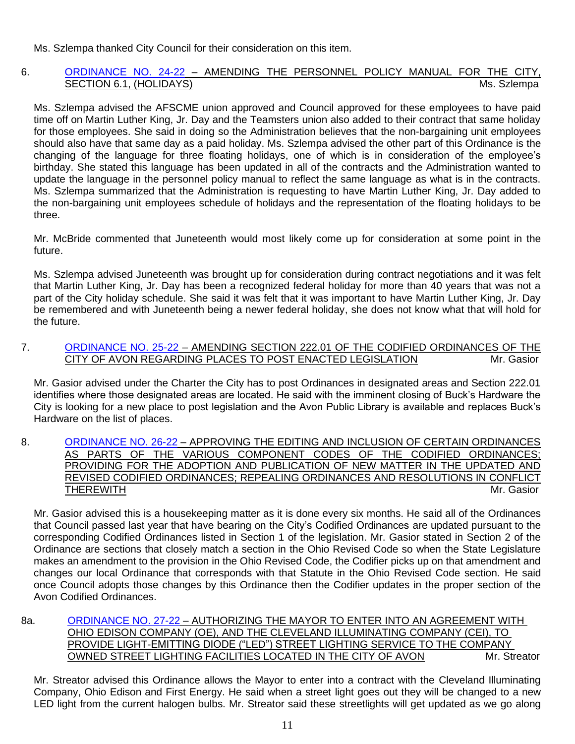Ms. Szlempa thanked City Council for their consideration on this item.

6. ORDINANCE NO. 24-22 – AMENDING THE PERSONNEL POLICY MANUAL FOR THE CITY, SECTION 6.1, (HOLIDAYS) Ms. Szlempa

Ms. Szlempa advised the AFSCME union approved and Council approved for these employees to have paid time off on Martin Luther King, Jr. Day and the Teamsters union also added to their contract that same holiday for those employees. She said in doing so the Administration believes that the non-bargaining unit employees should also have that same day as a paid holiday. Ms. Szlempa advised the other part of this Ordinance is the changing of the language for three floating holidays, one of which is in consideration of the employee's birthday. She stated this language has been updated in all of the contracts and the Administration wanted to update the language in the personnel policy manual to reflect the same language as what is in the contracts. Ms. Szlempa summarized that the Administration is requesting to have Martin Luther King, Jr. Day added to the non-bargaining unit employees schedule of holidays and the representation of the floating holidays to be three.

Mr. McBride commented that Juneteenth would most likely come up for consideration at some point in the future.

Ms. Szlempa advised Juneteenth was brought up for consideration during contract negotiations and it was felt that Martin Luther King, Jr. Day has been a recognized federal holiday for more than 40 years that was not a part of the City holiday schedule. She said it was felt that it was important to have Martin Luther King, Jr. Day be remembered and with Juneteenth being a newer federal holiday, she does not know what that will hold for the future.

7. ORDINANCE NO. 25-22 – AMENDING SECTION 222.01 OF THE CODIFIED ORDINANCES OF THE CITY OF AVON REGARDING PLACES TO POST ENACTED LEGISLATION Mr. Gasior

Mr. Gasior advised under the Charter the City has to post Ordinances in designated areas and Section 222.01 identifies where those designated areas are located. He said with the imminent closing of Buck's Hardware the City is looking for a new place to post legislation and the Avon Public Library is available and replaces Buck's Hardware on the list of places.

8. ORDINANCE NO. 26-22 – APPROVING THE EDITING AND INCLUSION OF CERTAIN ORDINANCES AS PARTS OF THE VARIOUS COMPONENT CODES OF THE CODIFIED ORDINANCES; PROVIDING FOR THE ADOPTION AND PUBLICATION OF NEW MATTER IN THE UPDATED AND REVISED CODIFIED ORDINANCES; REPEALING ORDINANCES AND RESOLUTIONS IN CONFLICT THEREWITH Mr. Gasior

Mr. Gasior advised this is a housekeeping matter as it is done every six months. He said all of the Ordinances that Council passed last year that have bearing on the City's Codified Ordinances are updated pursuant to the corresponding Codified Ordinances listed in Section 1 of the legislation. Mr. Gasior stated in Section 2 of the Ordinance are sections that closely match a section in the Ohio Revised Code so when the State Legislature makes an amendment to the provision in the Ohio Revised Code, the Codifier picks up on that amendment and changes our local Ordinance that corresponds with that Statute in the Ohio Revised Code section. He said once Council adopts those changes by this Ordinance then the Codifier updates in the proper section of the Avon Codified Ordinances.

8a. ORDINANCE NO. 27-22 – AUTHORIZING THE MAYOR TO ENTER INTO AN AGREEMENT WITH OHIO EDISON COMPANY (OE), AND THE CLEVELAND ILLUMINATING COMPANY (CEI), TO PROVIDE LIGHT-EMITTING DIODE ("LED") STREET LIGHTING SERVICE TO THE COMPANY OWNED STREET LIGHTING FACILITIES LOCATED IN THE CITY OF AVON Mr. Streator

Mr. Streator advised this Ordinance allows the Mayor to enter into a contract with the Cleveland Illuminating Company, Ohio Edison and First Energy. He said when a street light goes out they will be changed to a new LED light from the current halogen bulbs. Mr. Streator said these streetlights will get updated as we go along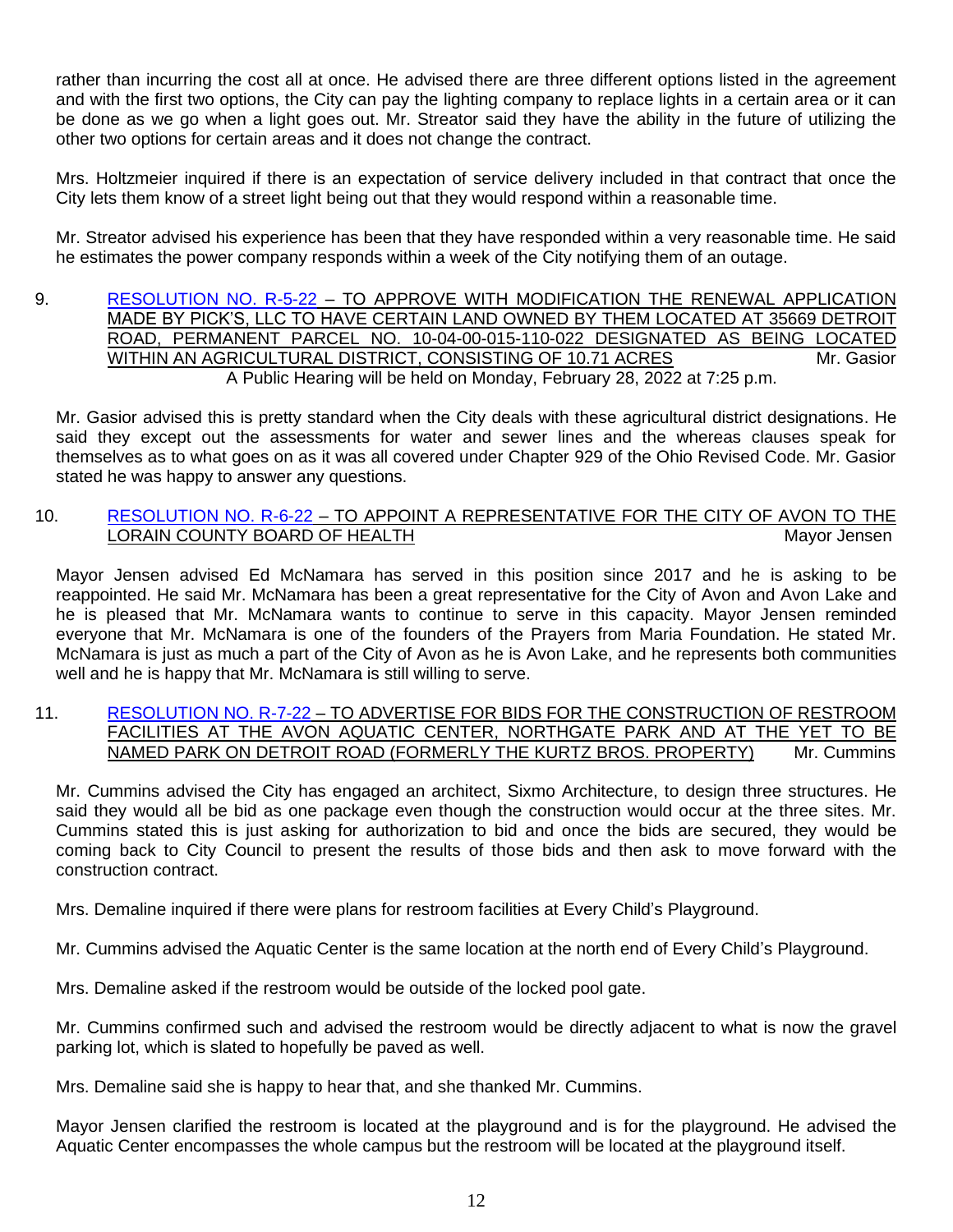rather than incurring the cost all at once. He advised there are three different options listed in the agreement and with the first two options, the City can pay the lighting company to replace lights in a certain area or it can be done as we go when a light goes out. Mr. Streator said they have the ability in the future of utilizing the other two options for certain areas and it does not change the contract.

Mrs. Holtzmeier inquired if there is an expectation of service delivery included in that contract that once the City lets them know of a street light being out that they would respond within a reasonable time.

Mr. Streator advised his experience has been that they have responded within a very reasonable time. He said he estimates the power company responds within a week of the City notifying them of an outage.

9. RESOLUTION NO. R-5-22 – TO APPROVE WITH MODIFICATION THE RENEWAL APPLICATION MADE BY PICK'S, LLC TO HAVE CERTAIN LAND OWNED BY THEM LOCATED AT 35669 DETROIT ROAD, PERMANENT PARCEL NO. 10-04-00-015-110-022 DESIGNATED AS BEING LOCATED WITHIN AN AGRICULTURAL DISTRICT, CONSISTING OF 10.71 ACRES — Mr. Gasior
A Public Hearing will be held on Monday, February 28, 2022 at 7:25 p.m.

Mr. Gasior advised this is pretty standard when the City deals with these agricultural district designations. He said they except out the assessments for water and sewer lines and the whereas clauses speak for themselves as to what goes on as it was all covered under Chapter 929 of the Ohio Revised Code. Mr. Gasior stated he was happy to answer any questions.

10. RESOLUTION NO. R-6-22 – TO APPOINT A REPRESENTATIVE FOR THE CITY OF AVON TO THE LORAIN COUNTY BOARD OF HEALTH — Mayor Jensen

Mayor Jensen advised Ed McNamara has served in this position since 2017 and he is asking to be reappointed. He said Mr. McNamara has been a great representative for the City of Avon and Avon Lake and he is pleased that Mr. McNamara wants to continue to serve in this capacity. Mayor Jensen reminded everyone that Mr. McNamara is one of the founders of the Prayers from Maria Foundation. He stated Mr. McNamara is just as much a part of the City of Avon as he is Avon Lake, and he represents both communities well and he is happy that Mr. McNamara is still willing to serve.

11. RESOLUTION NO. R-7-22 – TO ADVERTISE FOR BIDS FOR THE CONSTRUCTION OF RESTROOM FACILITIES AT THE AVON AQUATIC CENTER, NORTHGATE PARK AND AT THE YET TO BE NAMED PARK ON DETROIT ROAD (FORMERLY THE KURTZ BROS. PROPERTY) — Mr. Cummins

Mr. Cummins advised the City has engaged an architect, Sixmo Architecture, to design three structures. He said they would all be bid as one package even though the construction would occur at the three sites. Mr. Cummins stated this is just asking for authorization to bid and once the bids are secured, they would be coming back to City Council to present the results of those bids and then ask to move forward with the construction contract.

Mrs. Demaline inquired if there were plans for restroom facilities at Every Child's Playground.

Mr. Cummins advised the Aquatic Center is the same location at the north end of Every Child's Playground.

Mrs. Demaline asked if the restroom would be outside of the locked pool gate.

Mr. Cummins confirmed such and advised the restroom would be directly adjacent to what is now the gravel parking lot, which is slated to hopefully be paved as well.

Mrs. Demaline said she is happy to hear that, and she thanked Mr. Cummins.

Mayor Jensen clarified the restroom is located at the playground and is for the playground. He advised the Aquatic Center encompasses the whole campus but the restroom will be located at the playground itself.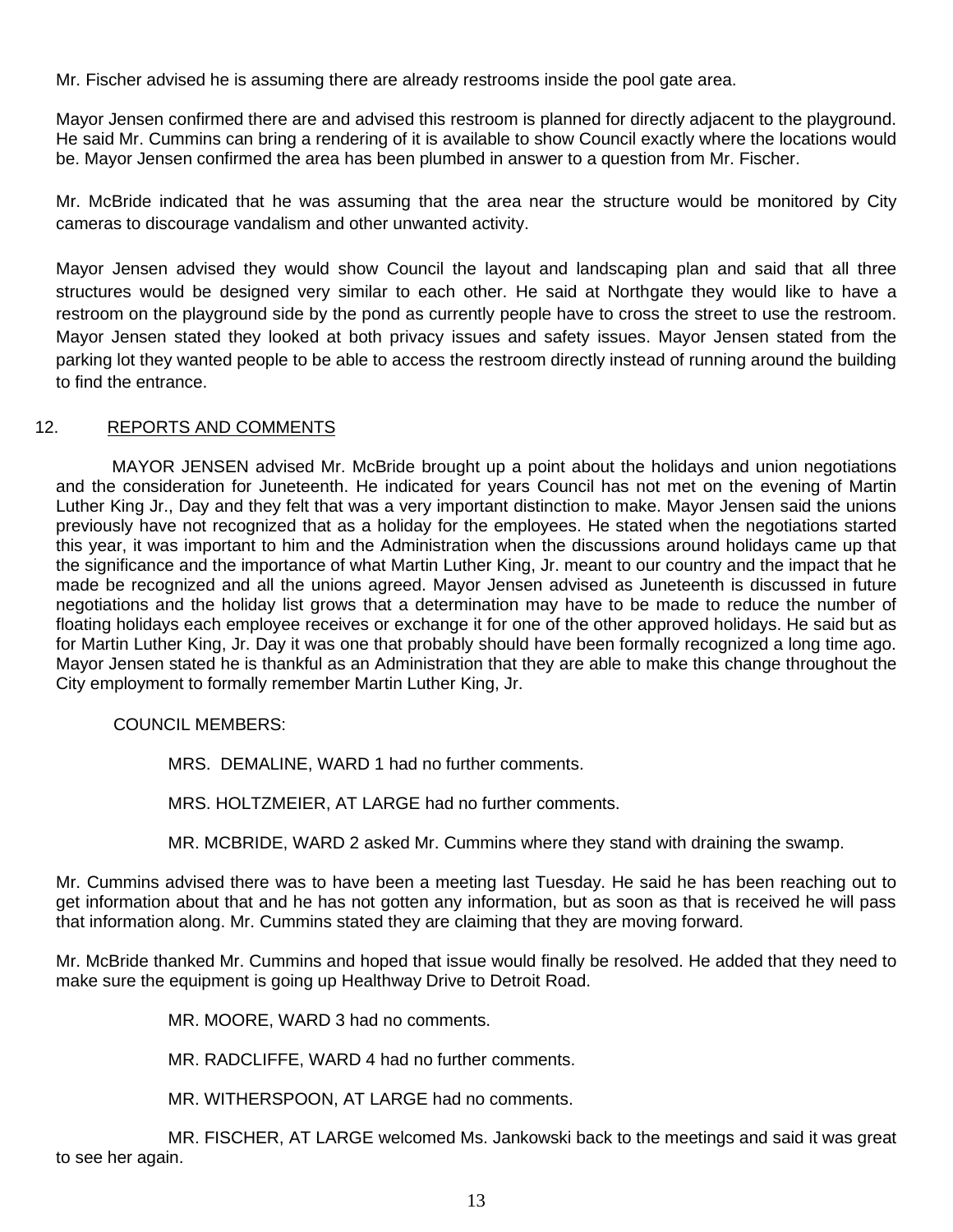Mr. Fischer advised he is assuming there are already restrooms inside the pool gate area.

Mayor Jensen confirmed there are and advised this restroom is planned for directly adjacent to the playground. He said Mr. Cummins can bring a rendering of it is available to show Council exactly where the locations would be. Mayor Jensen confirmed the area has been plumbed in answer to a question from Mr. Fischer.

Mr. McBride indicated that he was assuming that the area near the structure would be monitored by City cameras to discourage vandalism and other unwanted activity.

Mayor Jensen advised they would show Council the layout and landscaping plan and said that all three structures would be designed very similar to each other. He said at Northgate they would like to have a restroom on the playground side by the pond as currently people have to cross the street to use the restroom. Mayor Jensen stated they looked at both privacy issues and safety issues. Mayor Jensen stated from the parking lot they wanted people to be able to access the restroom directly instead of running around the building to find the entrance.

## 12. REPORTS AND COMMENTS

MAYOR JENSEN advised Mr. McBride brought up a point about the holidays and union negotiations and the consideration for Juneteenth. He indicated for years Council has not met on the evening of Martin Luther King Jr., Day and they felt that was a very important distinction to make. Mayor Jensen said the unions previously have not recognized that as a holiday for the employees. He stated when the negotiations started this year, it was important to him and the Administration when the discussions around holidays came up that the significance and the importance of what Martin Luther King, Jr. meant to our country and the impact that he made be recognized and all the unions agreed. Mayor Jensen advised as Juneteenth is discussed in future negotiations and the holiday list grows that a determination may have to be made to reduce the number of floating holidays each employee receives or exchange it for one of the other approved holidays. He said but as for Martin Luther King, Jr. Day it was one that probably should have been formally recognized a long time ago. Mayor Jensen stated he is thankful as an Administration that they are able to make this change throughout the City employment to formally remember Martin Luther King, Jr.

COUNCIL MEMBERS:

MRS. DEMALINE, WARD 1 had no further comments.

MRS. HOLTZMEIER, AT LARGE had no further comments.

MR. MCBRIDE, WARD 2 asked Mr. Cummins where they stand with draining the swamp.

Mr. Cummins advised there was to have been a meeting last Tuesday. He said he has been reaching out to get information about that and he has not gotten any information, but as soon as that is received he will pass that information along. Mr. Cummins stated they are claiming that they are moving forward.

Mr. McBride thanked Mr. Cummins and hoped that issue would finally be resolved. He added that they need to make sure the equipment is going up Healthway Drive to Detroit Road.

MR. MOORE, WARD 3 had no comments.

MR. RADCLIFFE, WARD 4 had no further comments.

MR. WITHERSPOON, AT LARGE had no comments.

MR. FISCHER, AT LARGE welcomed Ms. Jankowski back to the meetings and said it was great to see her again.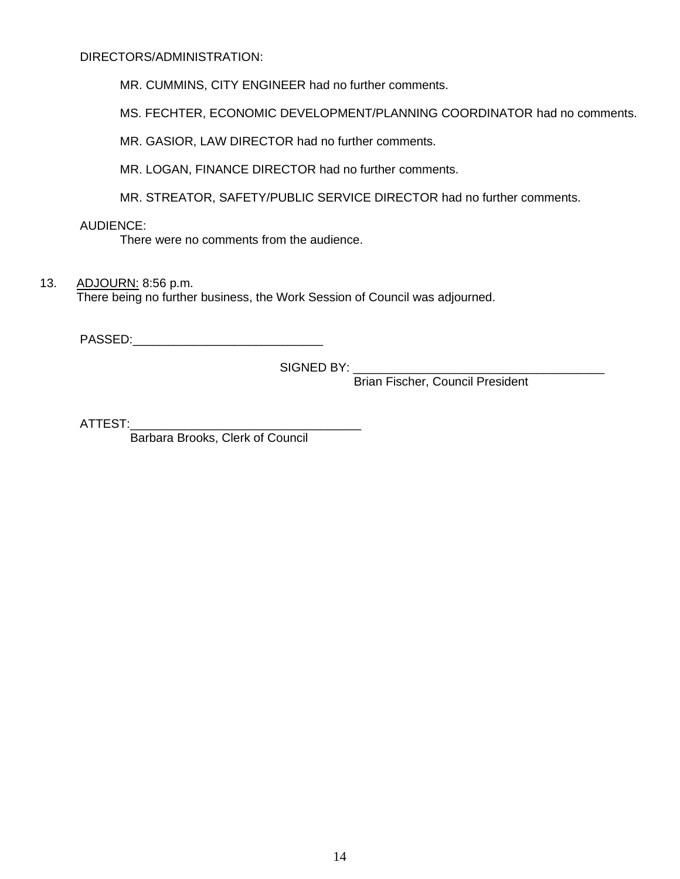DIRECTORS/ADMINISTRATION:

MR. CUMMINS, CITY ENGINEER had no further comments.

MS. FECHTER, ECONOMIC DEVELOPMENT/PLANNING COORDINATOR had no comments.

MR. GASIOR, LAW DIRECTOR had no further comments.

MR. LOGAN, FINANCE DIRECTOR had no further comments.

MR. STREATOR, SAFETY/PUBLIC SERVICE DIRECTOR had no further comments.

AUDIENCE:

There were no comments from the audience.

13. ADJOURN: 8:56 p.m.

There being no further business, the Work Session of Council was adjourned.

PASSED:\_\_\_\_\_\_\_\_\_\_\_\_\_\_\_\_\_\_\_\_\_\_\_\_\_\_\_\_\_\_

SIGNED BY: \_\_\_\_\_\_\_\_\_\_\_\_\_\_\_\_\_\_\_\_\_\_\_\_\_\_\_\_\_\_\_\_\_\_\_\_\_\_

Brian Fischer, Council President

ATTEST:\_\_\_\_\_\_\_\_\_\_\_\_\_\_\_\_\_\_\_\_\_\_\_\_\_\_\_\_\_\_\_\_\_\_

Barbara Brooks, Clerk of Council